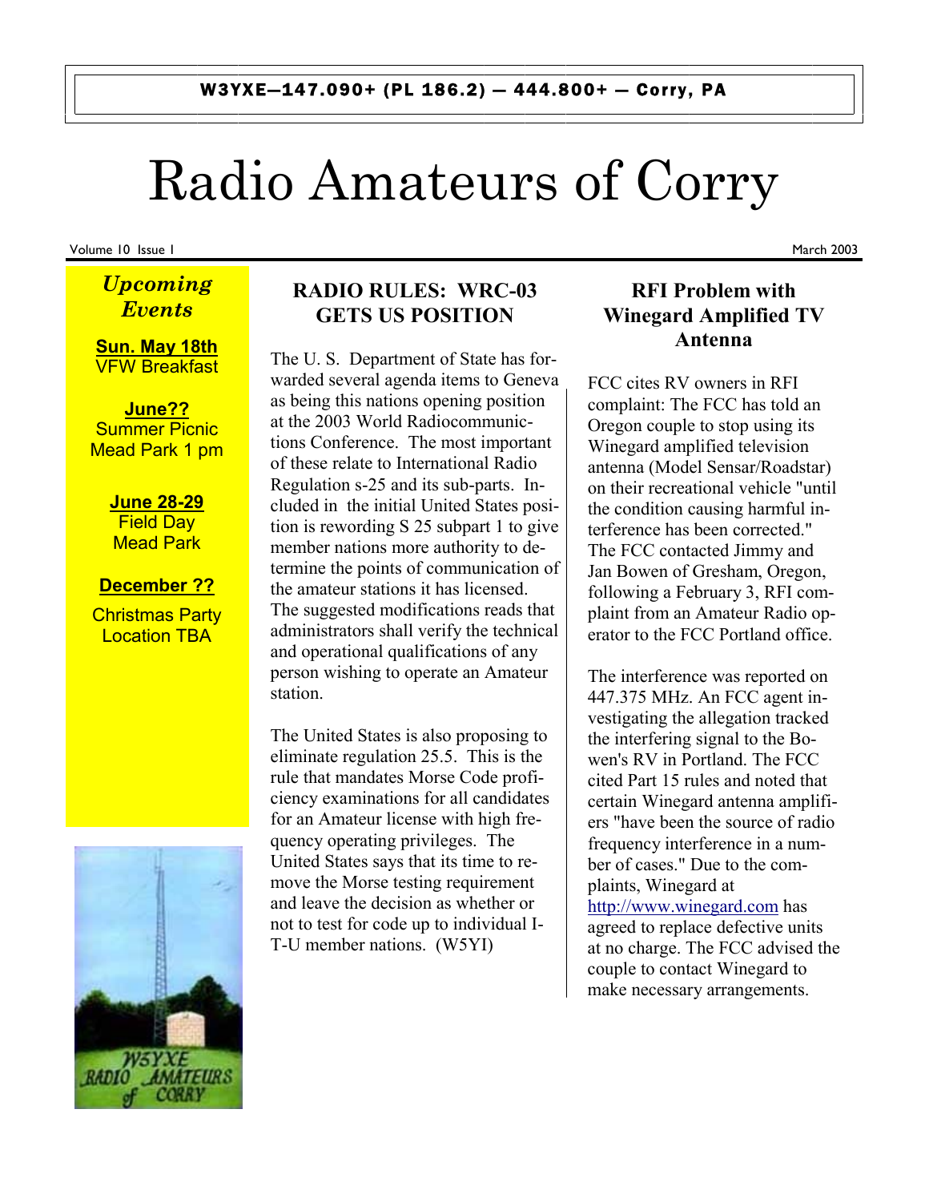W3YXE—147.090+ (PL 186.2) — 444.800+ — Corry, PA

# Radio Amateurs of Corry

Volume 10 Issue 1 — March 2003

## *Upcoming Events*

**Sun. May 18th**
VFW Breakfast

**June??**
Summer Picnic
Mead Park 1 pm

**June 28-29**
Field Day
Mead Park

**December ??**
Christmas Party
Location TBA

## RADIO RULES: WRC-03 GETS US POSITION

The U. S. Department of State has forwarded several agenda items to Geneva as being this nations opening position at the 2003 World Radiocommunictions Conference. The most important of these relate to International Radio Regulation s-25 and its sub-parts. Included in the initial United States position is rewording S 25 subpart 1 to give member nations more authority to determine the points of communication of the amateur stations it has licensed. The suggested modifications reads that administrators shall verify the technical and operational qualifications of any person wishing to operate an Amateur station.

The United States is also proposing to eliminate regulation 25.5. This is the rule that mandates Morse Code proficiency examinations for all candidates for an Amateur license with high frequency operating privileges. The United States says that its time to remove the Morse testing requirement and leave the decision as whether or not to test for code up to individual I-T-U member nations. (W5YI)

## RFI Problem with Winegard Amplified TV Antenna

FCC cites RV owners in RFI complaint: The FCC has told an Oregon couple to stop using its Winegard amplified television antenna (Model Sensar/Roadstar) on their recreational vehicle "until the condition causing harmful interference has been corrected." The FCC contacted Jimmy and Jan Bowen of Gresham, Oregon, following a February 3, RFI complaint from an Amateur Radio operator to the FCC Portland office.

The interference was reported on 447.375 MHz. An FCC agent investigating the allegation tracked the interfering signal to the Bowen's RV in Portland. The FCC cited Part 15 rules and noted that certain Winegard antenna amplifiers "have been the source of radio frequency interference in a number of cases." Due to the complaints, Winegard at http://www.winegard.com has agreed to replace defective units at no charge. The FCC advised the couple to contact Winegard to make necessary arrangements.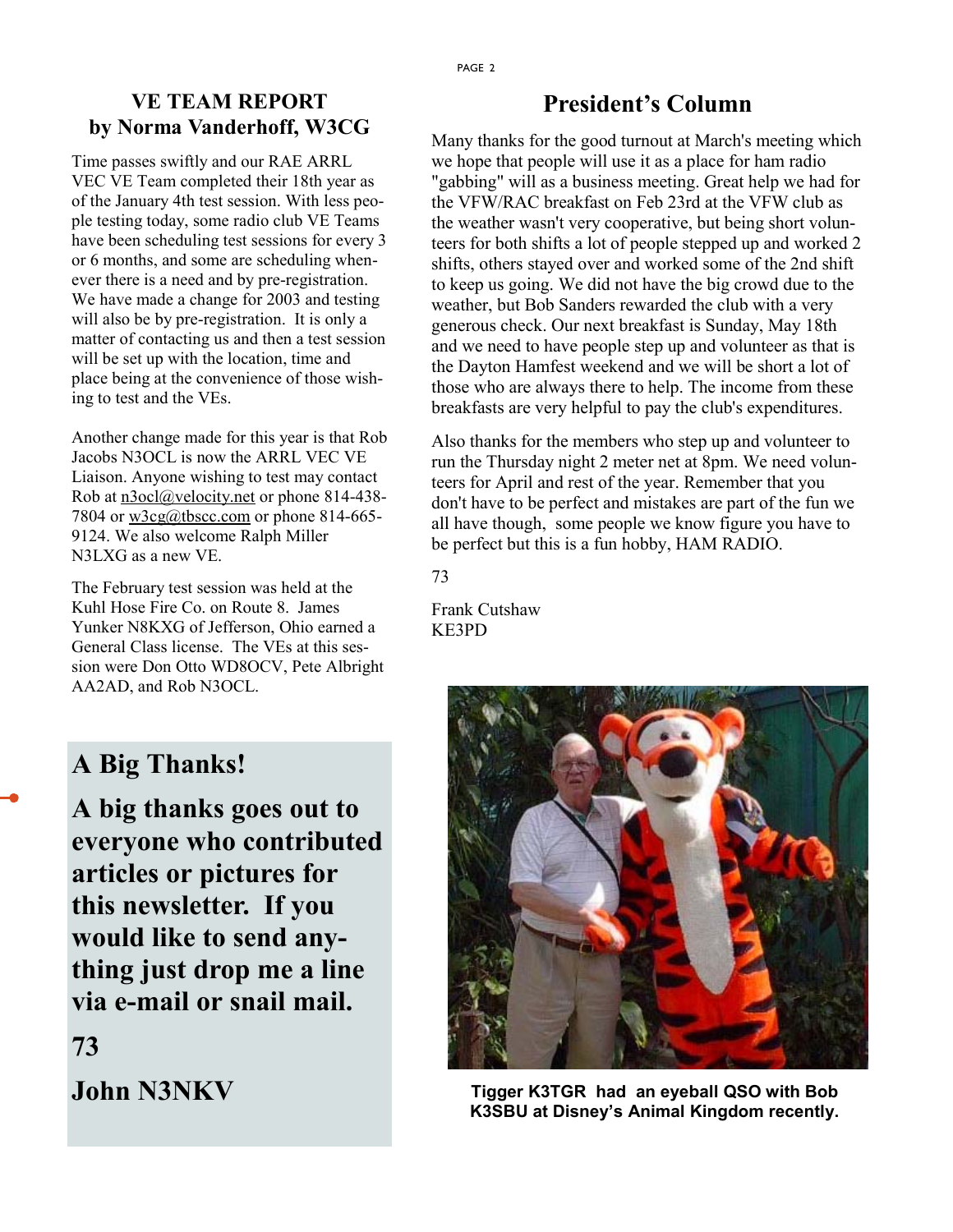## VE TEAM REPORT
## by Norma Vanderhoff, W3CG

Time passes swiftly and our RAE ARRL VEC VE Team completed their 18th year as of the January 4th test session. With less people testing today, some radio club VE Teams have been scheduling test sessions for every 3 or 6 months, and some are scheduling whenever there is a need and by pre-registration. We have made a change for 2003 and testing will also be by pre-registration. It is only a matter of contacting us and then a test session will be set up with the location, time and place being at the convenience of those wishing to test and the VEs.

Another change made for this year is that Rob Jacobs N3OCL is now the ARRL VEC VE Liaison. Anyone wishing to test may contact Rob at n3ocl@velocity.net or phone 814-438-7804 or w3cg@tbscc.com or phone 814-665-9124. We also welcome Ralph Miller N3LXG as a new VE.

The February test session was held at the Kuhl Hose Fire Co. on Route 8. James Yunker N8KXG of Jefferson, Ohio earned a General Class license. The VEs at this session were Don Otto WD8OCV, Pete Albright AA2AD, and Rob N3OCL.

## A Big Thanks!

**A big thanks goes out to everyone who contributed articles or pictures for this newsletter. If you would like to send anything just drop me a line via e-mail or snail mail.**

**73**

**John N3NKV**

## President's Column

Many thanks for the good turnout at March's meeting which we hope that people will use it as a place for ham radio "gabbing" will as a business meeting. Great help we had for the VFW/RAC breakfast on Feb 23rd at the VFW club as the weather wasn't very cooperative, but being short volunteers for both shifts a lot of people stepped up and worked 2 shifts, others stayed over and worked some of the 2nd shift to keep us going. We did not have the big crowd due to the weather, but Bob Sanders rewarded the club with a very generous check. Our next breakfast is Sunday, May 18th and we need to have people step up and volunteer as that is the Dayton Hamfest weekend and we will be short a lot of those who are always there to help. The income from these breakfasts are very helpful to pay the club's expenditures.

Also thanks for the members who step up and volunteer to run the Thursday night 2 meter net at 8pm. We need volunteers for April and rest of the year. Remember that you don't have to be perfect and mistakes are part of the fun we all have though, some people we know figure you have to be perfect but this is a fun hobby, HAM RADIO.

73

Frank Cutshaw
KE3PD

**Tigger K3TGR had an eyeball QSO with Bob K3SBU at Disney's Animal Kingdom recently.**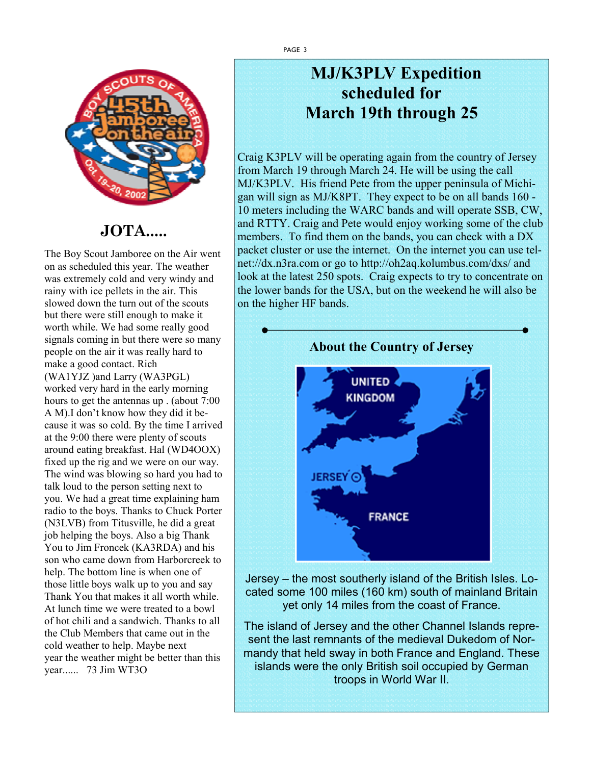## JOTA.....

The Boy Scout Jamboree on the Air went on as scheduled this year. The weather was extremely cold and very windy and rainy with ice pellets in the air. This slowed down the turn out of the scouts but there were still enough to make it worth while. We had some really good signals coming in but there were so many people on the air it was really hard to make a good contact. Rich (WA1YJZ )and Larry (WA3PGL) worked very hard in the early morning hours to get the antennas up . (about 7:00 A M).I don't know how they did it because it was so cold. By the time I arrived at the 9:00 there were plenty of scouts around eating breakfast. Hal (WD4OOX) fixed up the rig and we were on our way. The wind was blowing so hard you had to talk loud to the person setting next to you. We had a great time explaining ham radio to the boys. Thanks to Chuck Porter (N3LVB) from Titusville, he did a great job helping the boys. Also a big Thank You to Jim Froncek (KA3RDA) and his son who came down from Harborcreek to help. The bottom line is when one of those little boys walk up to you and say Thank You that makes it all worth while. At lunch time we were treated to a bowl of hot chili and a sandwich. Thanks to all the Club Members that came out in the cold weather to help. Maybe next year the weather might be better than this year...... 73 Jim WT3O

# MJ/K3PLV Expedition scheduled for March 19th through 25

Craig K3PLV will be operating again from the country of Jersey from March 19 through March 24. He will be using the call MJ/K3PLV. His friend Pete from the upper peninsula of Michigan will sign as MJ/K8PT. They expect to be on all bands 160 - 10 meters including the WARC bands and will operate SSB, CW, and RTTY. Craig and Pete would enjoy working some of the club members. To find them on the bands, you can check with a DX packet cluster or use the internet. On the internet you can use telnet://dx.n3ra.com or go to http://oh2aq.kolumbus.com/dxs/ and look at the latest 250 spots. Craig expects to try to concentrate on the lower bands for the USA, but on the weekend he will also be on the higher HF bands.

### About the Country of Jersey

Jersey – the most southerly island of the British Isles. Located some 100 miles (160 km) south of mainland Britain yet only 14 miles from the coast of France.

The island of Jersey and the other Channel Islands represent the last remnants of the medieval Dukedom of Normandy that held sway in both France and England. These islands were the only British soil occupied by German troops in World War II.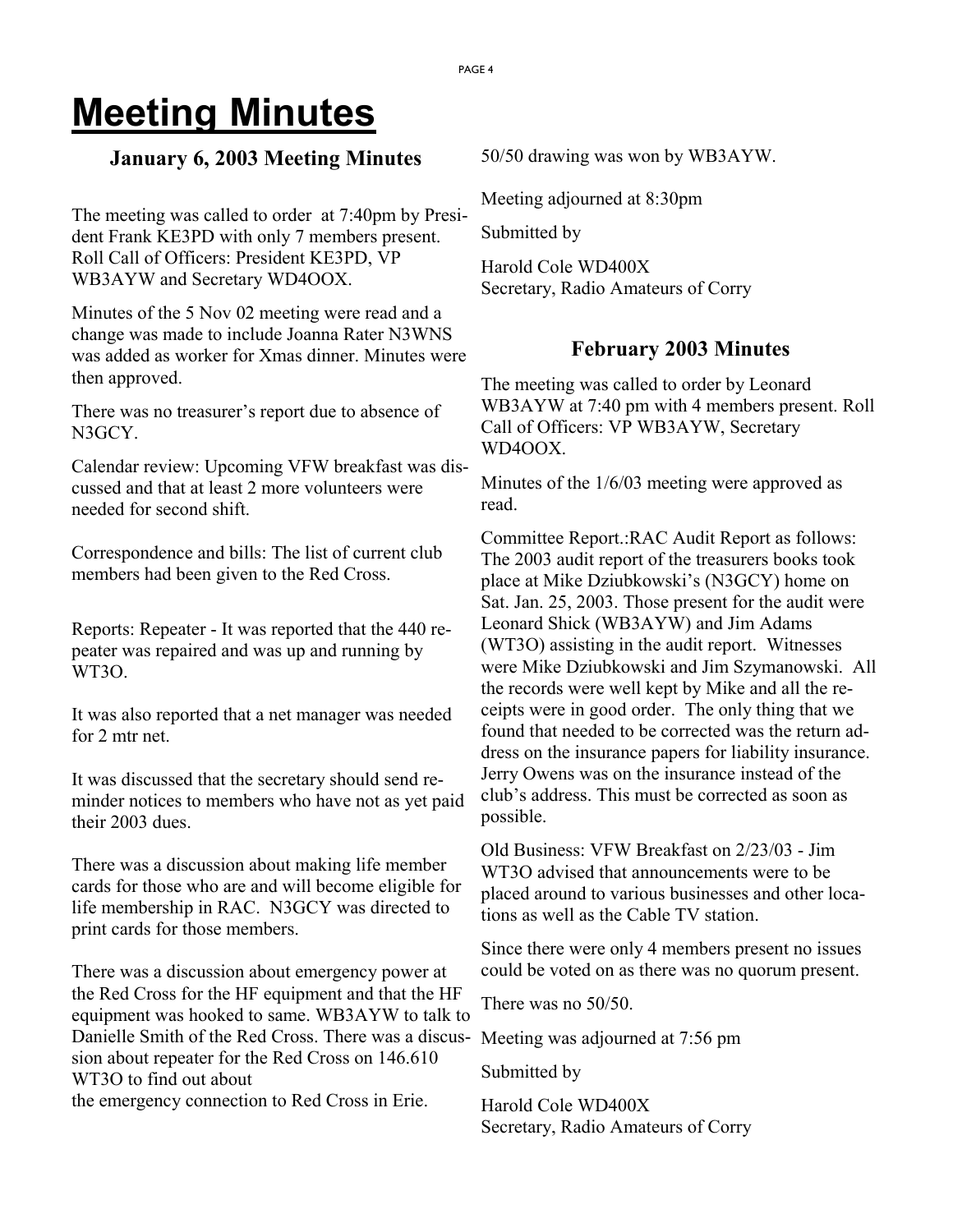# Meeting Minutes

## January 6, 2003 Meeting Minutes

The meeting was called to order at 7:40pm by President Frank KE3PD with only 7 members present. Roll Call of Officers: President KE3PD, VP WB3AYW and Secretary WD4OOX.

Minutes of the 5 Nov 02 meeting were read and a change was made to include Joanna Rater N3WNS was added as worker for Xmas dinner. Minutes were then approved.

There was no treasurer's report due to absence of N3GCY.

Calendar review: Upcoming VFW breakfast was discussed and that at least 2 more volunteers were needed for second shift.

Correspondence and bills: The list of current club members had been given to the Red Cross.

Reports: Repeater - It was reported that the 440 repeater was repaired and was up and running by WT3O.

It was also reported that a net manager was needed for 2 mtr net.

It was discussed that the secretary should send reminder notices to members who have not as yet paid their 2003 dues.

There was a discussion about making life member cards for those who are and will become eligible for life membership in RAC. N3GCY was directed to print cards for those members.

There was a discussion about emergency power at the Red Cross for the HF equipment and that the HF equipment was hooked to same. WB3AYW to talk to Danielle Smith of the Red Cross. There was a discussion about repeater for the Red Cross on 146.610 WT3O to find out about the emergency connection to Red Cross in Erie.

50/50 drawing was won by WB3AYW.

Meeting adjourned at 8:30pm

Submitted by

Harold Cole WD400X
Secretary, Radio Amateurs of Corry

## February 2003 Minutes

The meeting was called to order by Leonard WB3AYW at 7:40 pm with 4 members present. Roll Call of Officers: VP WB3AYW, Secretary WD4OOX.

Minutes of the 1/6/03 meeting were approved as read.

Committee Report.:RAC Audit Report as follows: The 2003 audit report of the treasurers books took place at Mike Dziubkowski's (N3GCY) home on Sat. Jan. 25, 2003. Those present for the audit were Leonard Shick (WB3AYW) and Jim Adams (WT3O) assisting in the audit report. Witnesses were Mike Dziubkowski and Jim Szymanowski. All the records were well kept by Mike and all the receipts were in good order. The only thing that we found that needed to be corrected was the return address on the insurance papers for liability insurance. Jerry Owens was on the insurance instead of the club's address. This must be corrected as soon as possible.

Old Business: VFW Breakfast on 2/23/03 - Jim WT3O advised that announcements were to be placed around to various businesses and other locations as well as the Cable TV station.

Since there were only 4 members present no issues could be voted on as there was no quorum present.

There was no 50/50.

Meeting was adjourned at 7:56 pm

Submitted by

Harold Cole WD400X
Secretary, Radio Amateurs of Corry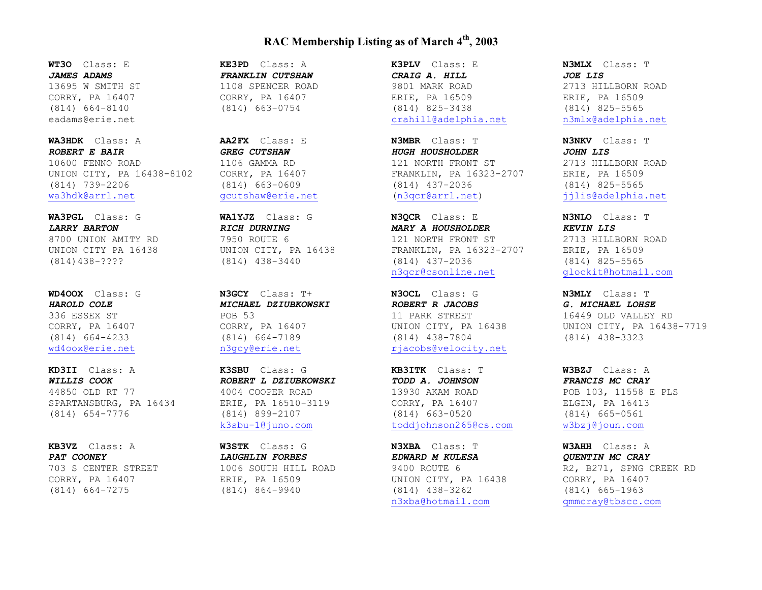# RAC Membership Listing as of March 4th, 2003

**WT3O** Class: E
***JAMES ADAMS***
13695 W SMITH ST
CORRY, PA 16407
(814) 664-8140
eadams@erie.net

**WA3HDK** Class: A
***ROBERT E BAIR***
10600 FENNO ROAD
UNION CITY, PA 16438-8102
(814) 739-2206
wa3hdk@arrl.net

**WA3PGL** Class: G
***LARRY BARTON***
8700 UNION AMITY RD
UNION CITY PA 16438
(814)438-????

**WD4OOX** Class: G
***HAROLD COLE***
336 ESSEX ST
CORRY, PA 16407
(814) 664-4233
wd4oox@erie.net

**KD3II** Class: A
***WILLIS COOK***
44850 OLD RT 77
SPARTANSBURG, PA 16434
(814) 654-7776

**KB3VZ** Class: A
***PAT COONEY***
703 S CENTER STREET
CORRY, PA 16407
(814) 664-7275

**KE3PD** Class: A
***FRANKLIN CUTSHAW***
1108 SPENCER ROAD
CORRY, PA 16407
(814) 663-0754

**AA2FX** Class: E
***GREG CUTSHAW***
1106 GAMMA RD
CORRY, PA 16407
(814) 663-0609
gcutshaw@erie.net

**WA1YJZ** Class: G
***RICH DURNING***
7950 ROUTE 6
UNION CITY, PA 16438
(814) 438-3440

**N3GCY** Class: T+
***MICHAEL DZIUBKOWSKI***
POB 53
CORRY, PA 16407
(814) 664-7189
n3gcy@erie.net

**K3SBU** Class: G
***ROBERT L DZIUBKOWSKI***
4004 COOPER ROAD
ERIE, PA 16510-3119
(814) 899-2107
k3sbu-1@juno.com

**W3STK** Class: G
***LAUGHLIN FORBES***
1006 SOUTH HILL ROAD
ERIE, PA 16509
(814) 864-9940

**K3PLV** Class: E
***CRAIG A. HILL***
9801 MARK ROAD
ERIE, PA 16509
(814) 825-3438
crahill@adelphia.net

**N3MBR** Class: T
***HUGH HOUSHOLDER***
121 NORTH FRONT ST
FRANKLIN, PA 16323-2707
(814) 437-2036
(n3qcr@arrl.net)

**N3QCR** Class: E
***MARY A HOUSHOLDER***
121 NORTH FRONT ST
FRANKLIN, PA 16323-2707
(814) 437-2036
n3qcr@csonline.net

**N3OCL** Class: G
***ROBERT R JACOBS***
11 PARK STREET
UNION CITY, PA 16438
(814) 438-7804
rjacobs@velocity.net

**KB3ITK** Class: T
***TODD A. JOHNSON***
13930 AKAM ROAD
CORRY, PA 16407
(814) 663-0520
toddjohnson265@cs.com

**N3XBA** Class: T
***EDWARD M KULESA***
9400 ROUTE 6
UNION CITY, PA 16438
(814) 438-3262
n3xba@hotmail.com

**N3MLX** Class: T
***JOE LIS***
2713 HILLBORN ROAD
ERIE, PA 16509
(814) 825-5565
n3mlx@adelphia.net

**N3NKV** Class: T
***JOHN LIS***
2713 HILLBORN ROAD
ERIE, PA 16509
(814) 825-5565
jjlis@adelphia.net

**N3NLO** Class: T
***KEVIN LIS***
2713 HILLBORN ROAD
ERIE, PA 16509
(814) 825-5565
glockit@hotmail.com

**N3MLY** Class: T
***G. MICHAEL LOHSE***
16449 OLD VALLEY RD
UNION CITY, PA 16438-7719
(814) 438-3323

**W3BZJ** Class: A
***FRANCIS MC CRAY***
POB 103, 11558 E PLS
ELGIN, PA 16413
(814) 665-0561
w3bzj@joun.com

**W3AHH** Class: A
***QUENTIN MC CRAY***
R2, B271, SPNG CREEK RD
CORRY, PA 16407
(814) 665-1963
qmmcray@tbscc.com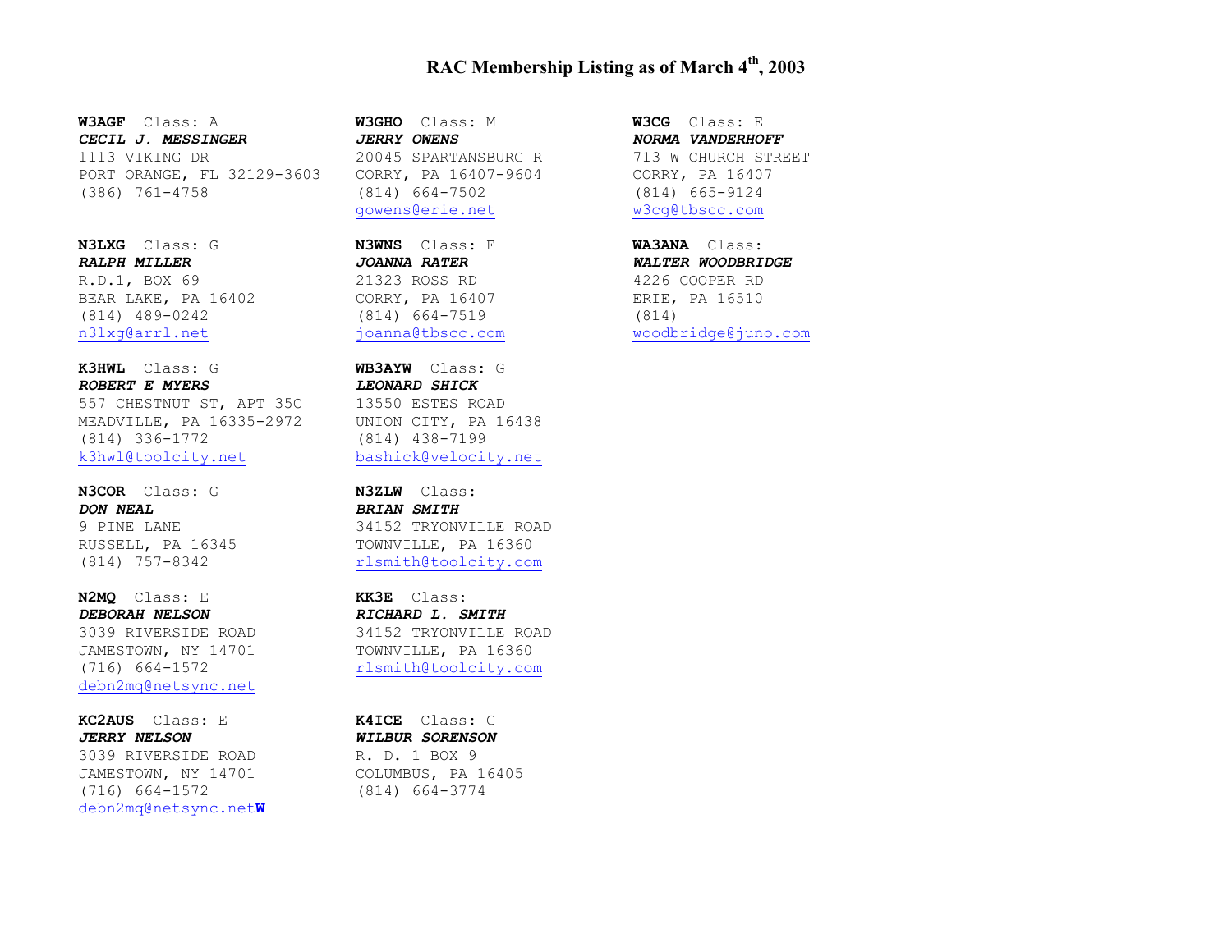# RAC Membership Listing as of March 4th, 2003

**W3AGF** Class: A
***CECIL J. MESSINGER***
1113 VIKING DR
PORT ORANGE, FL 32129-3603
(386) 761-4758

**N3LXG** Class: G
***RALPH MILLER***
R.D.1, BOX 69
BEAR LAKE, PA 16402
(814) 489-0242
n3lxg@arrl.net

**K3HWL** Class: G
***ROBERT E MYERS***
557 CHESTNUT ST, APT 35C
MEADVILLE, PA 16335-2972
(814) 336-1772
k3hwl@toolcity.net

**N3COR** Class: G
***DON NEAL***
9 PINE LANE
RUSSELL, PA 16345
(814) 757-8342

**N2MQ** Class: E
***DEBORAH NELSON***
3039 RIVERSIDE ROAD
JAMESTOWN, NY 14701
(716) 664-1572
debn2mq@netsync.net

**KC2AUS** Class: E
***JERRY NELSON***
3039 RIVERSIDE ROAD
JAMESTOWN, NY 14701
(716) 664-1572
debn2mq@netsync.net**W**

**W3GHO** Class: M
***JERRY OWENS***
20045 SPARTANSBURG R
CORRY, PA 16407-9604
(814) 664-7502
gowens@erie.net

**N3WNS** Class: E
***JOANNA RATER***
21323 ROSS RD
CORRY, PA 16407
(814) 664-7519
joanna@tbscc.com

**WB3AYW** Class: G
***LEONARD SHICK***
13550 ESTES ROAD
UNION CITY, PA 16438
(814) 438-7199
bashick@velocity.net

**N3ZLW** Class:
***BRIAN SMITH***
34152 TRYONVILLE ROAD
TOWNVILLE, PA 16360
rlsmith@toolcity.com

**KK3E** Class:
***RICHARD L. SMITH***
34152 TRYONVILLE ROAD
TOWNVILLE, PA 16360
rlsmith@toolcity.com

**K4ICE** Class: G
***WILBUR SORENSON***
R. D. 1 BOX 9
COLUMBUS, PA 16405
(814) 664-3774

**W3CG** Class: E
***NORMA VANDERHOFF***
713 W CHURCH STREET
CORRY, PA 16407
(814) 665-9124
w3cg@tbscc.com

**WA3ANA** Class:
***WALTER WOODBRIDGE***
4226 COOPER RD
ERIE, PA 16510
(814)
woodbridge@juno.com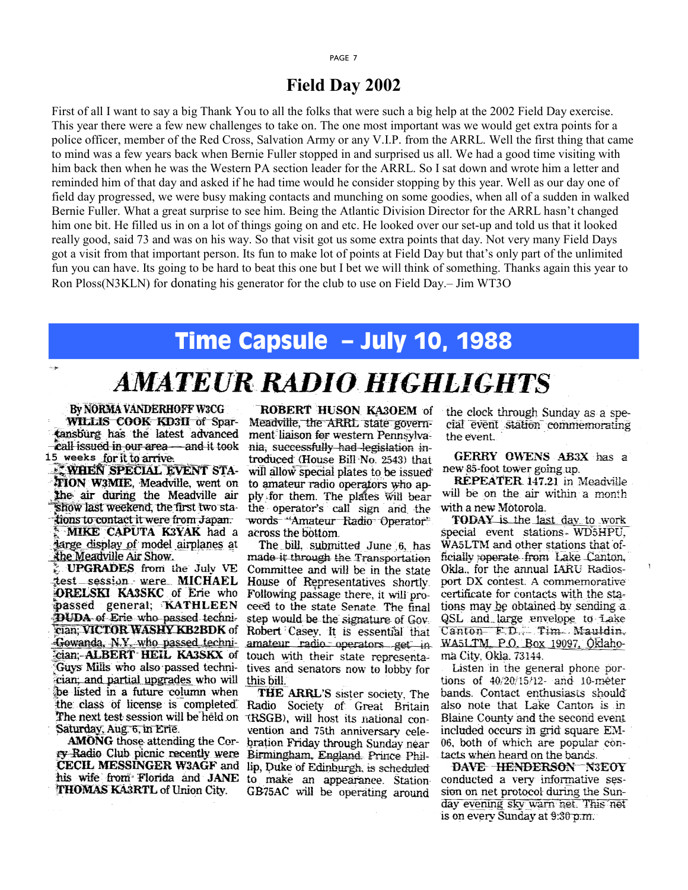# Field Day 2002

First of all I want to say a big Thank You to all the folks that were such a big help at the 2002 Field Day exercise. This year there were a few new challenges to take on. The one most important was we would get extra points for a police officer, member of the Red Cross, Salvation Army or any V.I.P. from the ARRL. Well the first thing that came to mind was a few years back when Bernie Fuller stopped in and surprised us all. We had a good time visiting with him back then when he was the Western PA section leader for the ARRL. So I sat down and wrote him a letter and reminded him of that day and asked if he had time would he consider stopping by this year. Well as our day one of field day progressed, we were busy making contacts and munching on some goodies, when all of a sudden in walked Bernie Fuller. What a great surprise to see him. Being the Atlantic Division Director for the ARRL hasn't changed him one bit. He filled us in on a lot of things going on and etc. He looked over our set-up and told us that it looked really good, said 73 and was on his way. So that visit got us some extra points that day. Not very many Field Days got a visit from that important person. Its fun to make lot of points at Field Day but that's only part of the unlimited fun you can have. Its going to be hard to beat this one but I bet we will think of something. Thanks again this year to Ron Ploss(N3KLN) for donating his generator for the club to use on Field Day.– Jim WT3O

# Time Capsule – July 10, 1988

## *AMATEUR RADIO HIGHLIGHTS*

By NORMA VANDERHOFF W3CG

**WILLIS COOK KD3II** of Spartansburg has the latest advanced call issued in our area — and it took 15 weeks for it to arrive.

**WHEN SPECIAL EVENT STATION W3MIE**, Meadville, went on the air during the Meadville air show last weekend, the first two stations to contact it were from Japan.

**MIKE CAPUTA K3YAK** had a large display of model airplanes at the Meadville Air Show.

**UPGRADES** from the July VE test session were **MICHAEL ORELSKI KA3SKC** of Erie who passed general; **KATHLEEN DUDA** of Erie who passed technician; **VICTOR WASHY KB2BDK** of Gowanda, N.Y. who passed technician; **ALBERT HEIL KA3SKX** of Guys Mills who also passed technician; and partial upgrades who will be listed in a future column when the class of license is completed. The next test session will be held on Saturday, Aug. 6, in Erie.

**AMONG** those attending the Corry Radio Club picnic recently were **CECIL MESSINGER W3AGF** and his wife from Florida and **JANE THOMAS KA3RTL** of Union City.

**ROBERT HUSON KA3OEM** of Meadville, the ARRL state government liaison for western Pennsylvania, successfully had legislation introduced (House Bill No. 2543) that will allow special plates to be issued to amateur radio operators who apply for them. The plates will bear the operator's call sign and the words "Amateur Radio Operator" across the bottom.

The bill, submitted June 6, has made it through the Transportation Committee and will be in the state House of Representatives shortly. Following passage there, it will proceed to the state Senate. The final step would be the signature of Gov. Robert Casey. It is essential that amateur radio operators get in touch with their state representatives and senators now to lobby for this bill.

**THE ARRL'S** sister society, The Radio Society of Great Britain (RSGB), will host its national convention and 75th anniversary celebration Friday through Sunday near Birmingham, England. Prince Phillip, Duke of Edinburgh, is scheduled to make an appearance. Station GB75AC will be operating around the clock through Sunday as a special event station commemorating the event.

**GERRY OWENS AB3X** has a new 85-foot tower going up.

**REPEATER** 147.21 in Meadville will be on the air within a month with a new Motorola.

**TODAY** is the last day to work special event stations WD5HPU, WA5LTM and other stations that officially operate from Lake Canton, Okla., for the annual IARU Radiosport DX contest. A commemorative certificate for contacts with the stations may be obtained by sending a QSL and large envelope to Lake Canton F.D., Tim Mauldin, WA5LTM, P.O. Box 19097, Oklahoma City, Okla. 73144.

Listen in the general phone portions of 40/20/15/12- and 10-meter bands. Contact enthusiasts should also note that Lake Canton is in Blaine County and the second event included occurs in grid square EM-06, both of which are popular contacts when heard on the bands.

**DAVE HENDERSON N3EOY** conducted a very informative session on net protocol during the Sunday evening sky warn net. This net is on every Sunday at 9:30 p.m.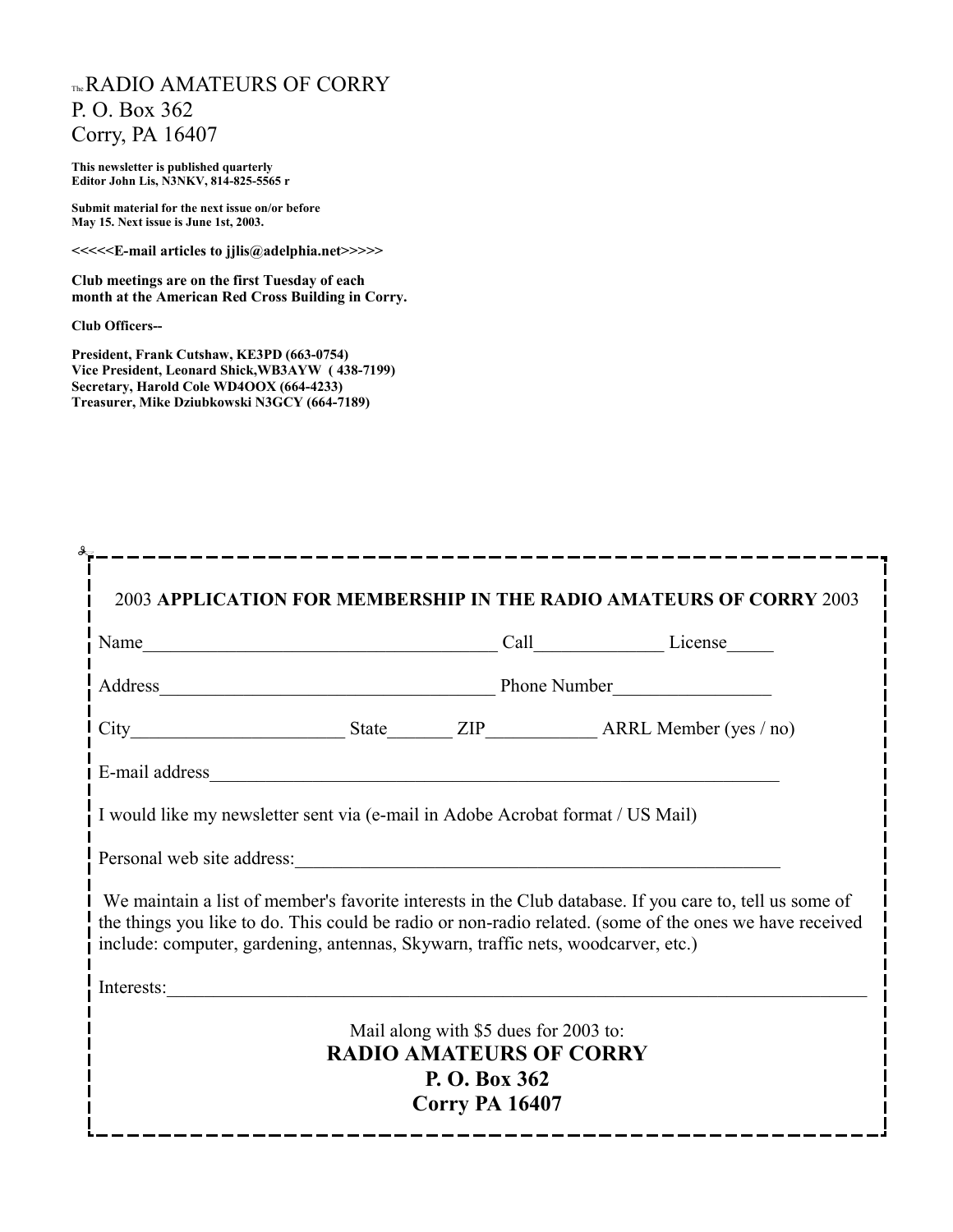The RADIO AMATEURS OF CORRY
P. O. Box 362
Corry, PA 16407

**This newsletter is published quarterly**
**Editor John Lis, N3NKV, 814-825-5565 r**

**Submit material for the next issue on/or before May 15. Next issue is June 1st, 2003.**

**<<<<<E-mail articles to jjlis@adelphia.net>>>>>**

**Club meetings are on the first Tuesday of each month at the American Red Cross Building in Corry.**

**Club Officers--**

**President, Frank Cutshaw, KE3PD (663-0754)**
**Vice President, Leonard Shick,WB3AYW ( 438-7199)**
**Secretary, Harold Cole WD4OOX (664-4233)**
**Treasurer, Mike Dziubkowski N3GCY (664-7189)**

---

2003 **APPLICATION FOR MEMBERSHIP IN THE RADIO AMATEURS OF CORRY** 2003

Name_______________________________________ Call______________ License_____

Address_____________________________________ Phone Number_________________

City_______________________ State_______ ZIP____________ ARRL Member (yes / no)

E-mail address______________________________________________________________

I would like my newsletter sent via (e-mail in Adobe Acrobat format / US Mail)

Personal web site address:_____________________________________________________

We maintain a list of member's favorite interests in the Club database. If you care to, tell us some of the things you like to do. This could be radio or non-radio related. (some of the ones we have received include: computer, gardening, antennas, Skywarn, traffic nets, woodcarver, etc.)

Interests:____________________________________________________________________________

Mail along with $5 dues for 2003 to:
**RADIO AMATEURS OF CORRY**
**P. O. Box 362**
**Corry PA 16407**